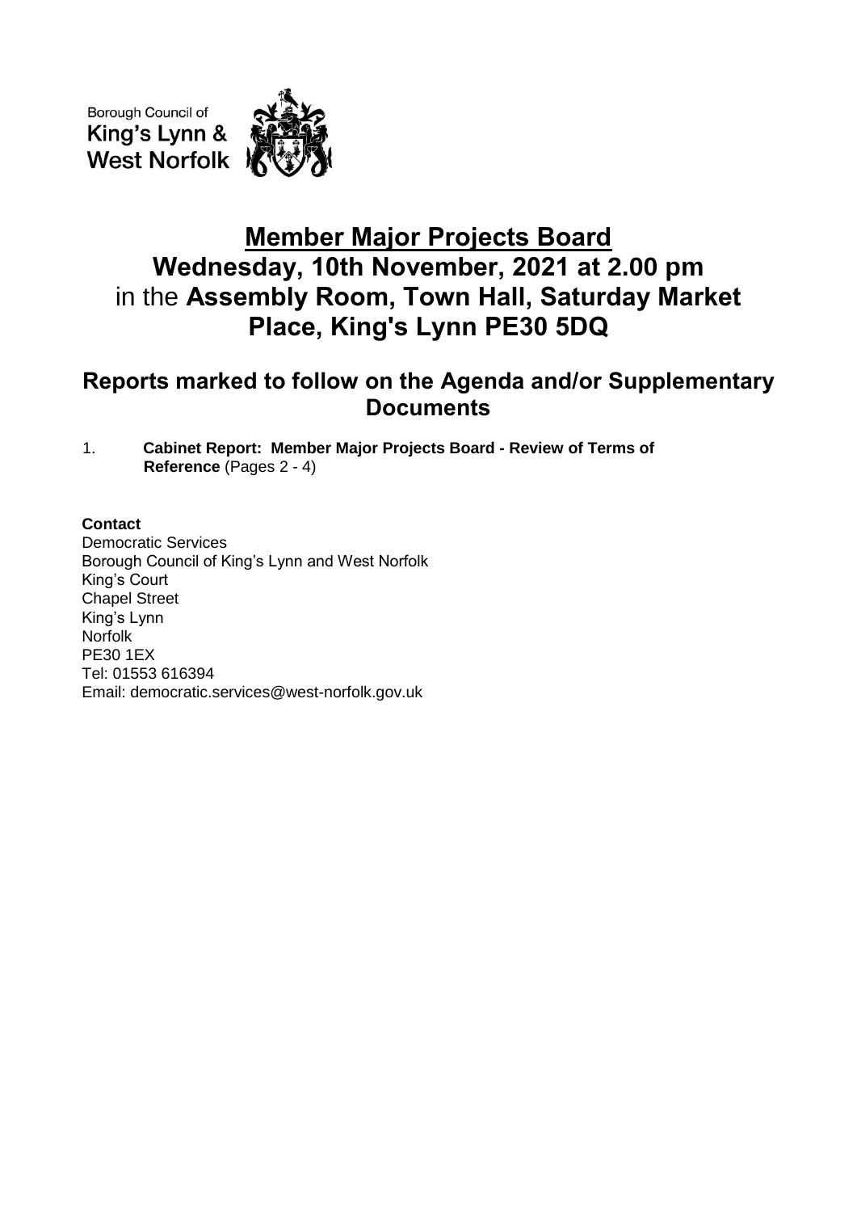Borough Council of
King's Lynn &
West Norfolk

# Member Major Projects Board

## Wednesday, 10th November, 2021 at 2.00 pm
## in the **Assembly Room, Town Hall, Saturday Market Place, King's Lynn PE30 5DQ**

## Reports marked to follow on the Agenda and/or Supplementary Documents

1. **Cabinet Report: Member Major Projects Board - Review of Terms of Reference** (Pages 2 - 4)

**Contact**
Democratic Services
Borough Council of King's Lynn and West Norfolk
King's Court
Chapel Street
King's Lynn
Norfolk
PE30 1EX
Tel: 01553 616394
Email: democratic.services@west-norfolk.gov.uk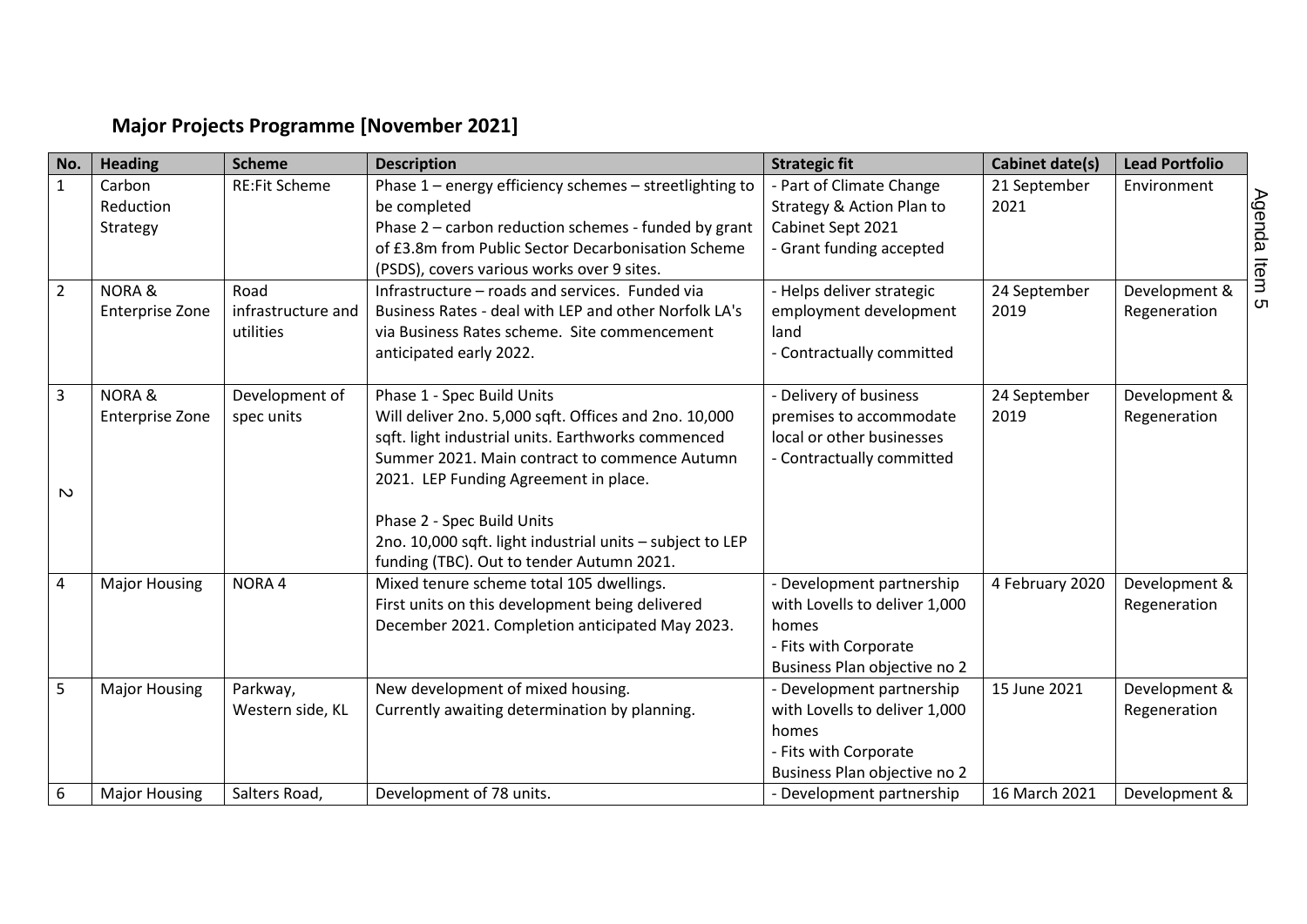## Major Projects Programme [November 2021]

| No. | Heading | Scheme | Description | Strategic fit | Cabinet date(s) | Lead Portfolio |
|---|---|---|---|---|---|---|
| 1 | Carbon Reduction Strategy | RE:Fit Scheme | Phase 1 – energy efficiency schemes – streetlighting to be completed<br>Phase 2 – carbon reduction schemes - funded by grant of £3.8m from Public Sector Decarbonisation Scheme (PSDS), covers various works over 9 sites. | - Part of Climate Change Strategy & Action Plan to Cabinet Sept 2021<br>- Grant funding accepted | 21 September 2021 | Environment |
| 2 | NORA & Enterprise Zone | Road infrastructure and utilities | Infrastructure – roads and services. Funded via Business Rates - deal with LEP and other Norfolk LA's via Business Rates scheme. Site commencement anticipated early 2022. | - Helps deliver strategic employment development land<br>- Contractually committed | 24 September 2019 | Development & Regeneration |
| 3 | NORA & Enterprise Zone | Development of spec units | Phase 1 - Spec Build Units<br>Will deliver 2no. 5,000 sqft. Offices and 2no. 10,000 sqft. light industrial units. Earthworks commenced Summer 2021. Main contract to commence Autumn 2021. LEP Funding Agreement in place.<br><br>Phase 2 - Spec Build Units<br>2no. 10,000 sqft. light industrial units – subject to LEP funding (TBC). Out to tender Autumn 2021. | - Delivery of business premises to accommodate local or other businesses<br>- Contractually committed | 24 September 2019 | Development & Regeneration |
| 4 | Major Housing | NORA 4 | Mixed tenure scheme total 105 dwellings.<br>First units on this development being delivered December 2021. Completion anticipated May 2023. | - Development partnership with Lovells to deliver 1,000 homes<br>- Fits with Corporate Business Plan objective no 2 | 4 February 2020 | Development & Regeneration |
| 5 | Major Housing | Parkway, Western side, KL | New development of mixed housing.<br>Currently awaiting determination by planning. | - Development partnership with Lovells to deliver 1,000 homes<br>- Fits with Corporate Business Plan objective no 2 | 15 June 2021 | Development & Regeneration |
| 6 | Major Housing | Salters Road, | Development of 78 units. | - Development partnership | 16 March 2021 | Development & |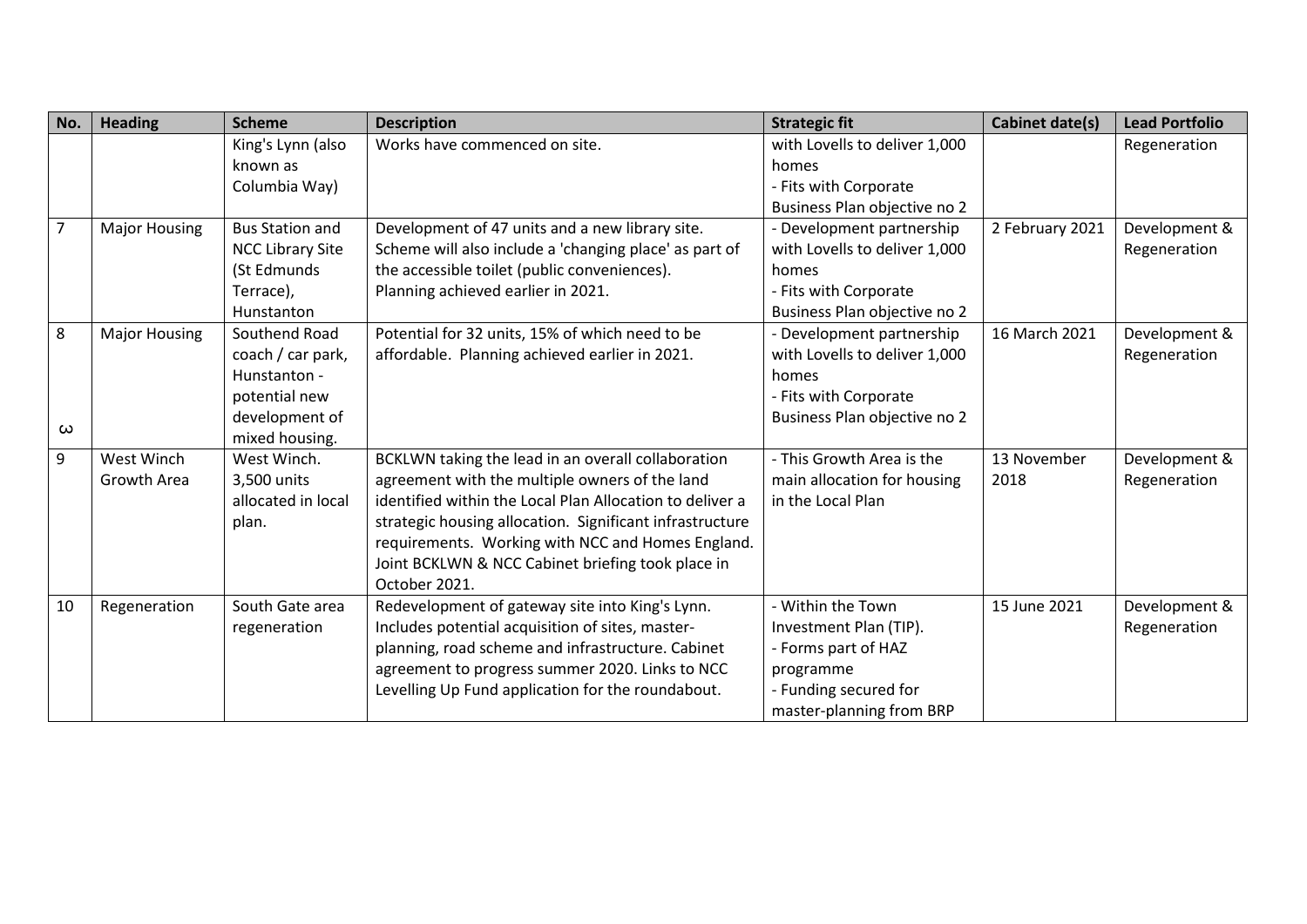| No. | Heading | Scheme | Description | Strategic fit | Cabinet date(s) | Lead Portfolio |
|---|---|---|---|---|---|---|
| | | King's Lynn (also known as Columbia Way) | Works have commenced on site. | with Lovells to deliver 1,000 homes<br>- Fits with Corporate Business Plan objective no 2 | | Regeneration |
| 7 | Major Housing | Bus Station and NCC Library Site (St Edmunds Terrace), Hunstanton | Development of 47 units and a new library site. Scheme will also include a 'changing place' as part of the accessible toilet (public conveniences). Planning achieved earlier in 2021. | - Development partnership with Lovells to deliver 1,000 homes<br>- Fits with Corporate Business Plan objective no 2 | 2 February 2021 | Development & Regeneration |
| 8 | Major Housing | Southend Road coach / car park, Hunstanton - potential new development of mixed housing. | Potential for 32 units, 15% of which need to be affordable. Planning achieved earlier in 2021. | - Development partnership with Lovells to deliver 1,000 homes<br>- Fits with Corporate Business Plan objective no 2 | 16 March 2021 | Development & Regeneration |
| 9 | West Winch Growth Area | West Winch. 3,500 units allocated in local plan. | BCKLWN taking the lead in an overall collaboration agreement with the multiple owners of the land identified within the Local Plan Allocation to deliver a strategic housing allocation. Significant infrastructure requirements. Working with NCC and Homes England. Joint BCKLWN & NCC Cabinet briefing took place in October 2021. | - This Growth Area is the main allocation for housing in the Local Plan | 13 November 2018 | Development & Regeneration |
| 10 | Regeneration | South Gate area regeneration | Redevelopment of gateway site into King's Lynn. Includes potential acquisition of sites, master-planning, road scheme and infrastructure. Cabinet agreement to progress summer 2020. Links to NCC Levelling Up Fund application for the roundabout. | - Within the Town Investment Plan (TIP).<br>- Forms part of HAZ programme<br>- Funding secured for master-planning from BRP | 15 June 2021 | Development & Regeneration |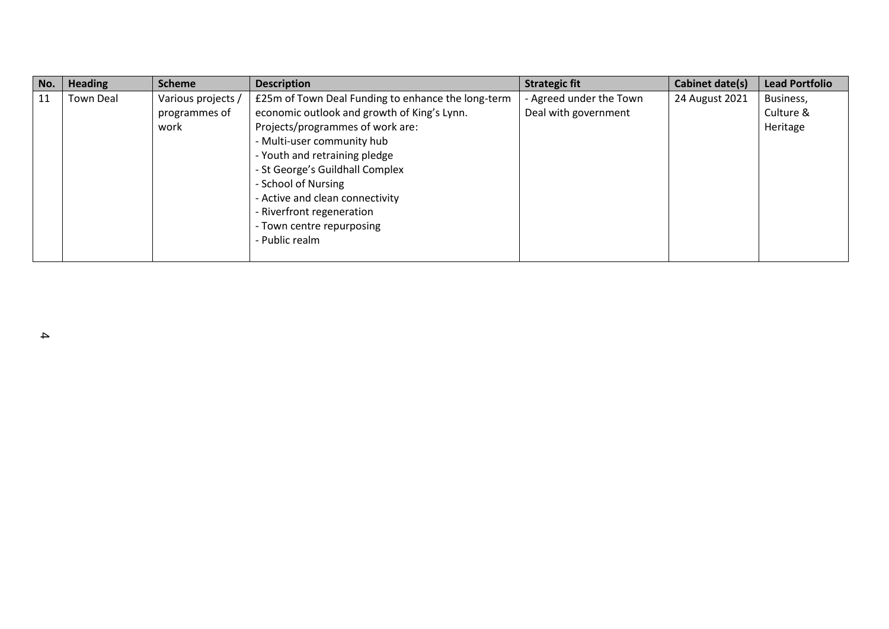| No. | Heading | Scheme | Description | Strategic fit | Cabinet date(s) | Lead Portfolio |
|---|---|---|---|---|---|---|
| 11 | Town Deal | Various projects / programmes of work | £25m of Town Deal Funding to enhance the long-term economic outlook and growth of King's Lynn.<br>Projects/programmes of work are:<br>- Multi-user community hub<br>- Youth and retraining pledge<br>- St George's Guildhall Complex<br>- School of Nursing<br>- Active and clean connectivity<br>- Riverfront regeneration<br>- Town centre repurposing<br>- Public realm | - Agreed under the Town Deal with government | 24 August 2021 | Business, Culture & Heritage |